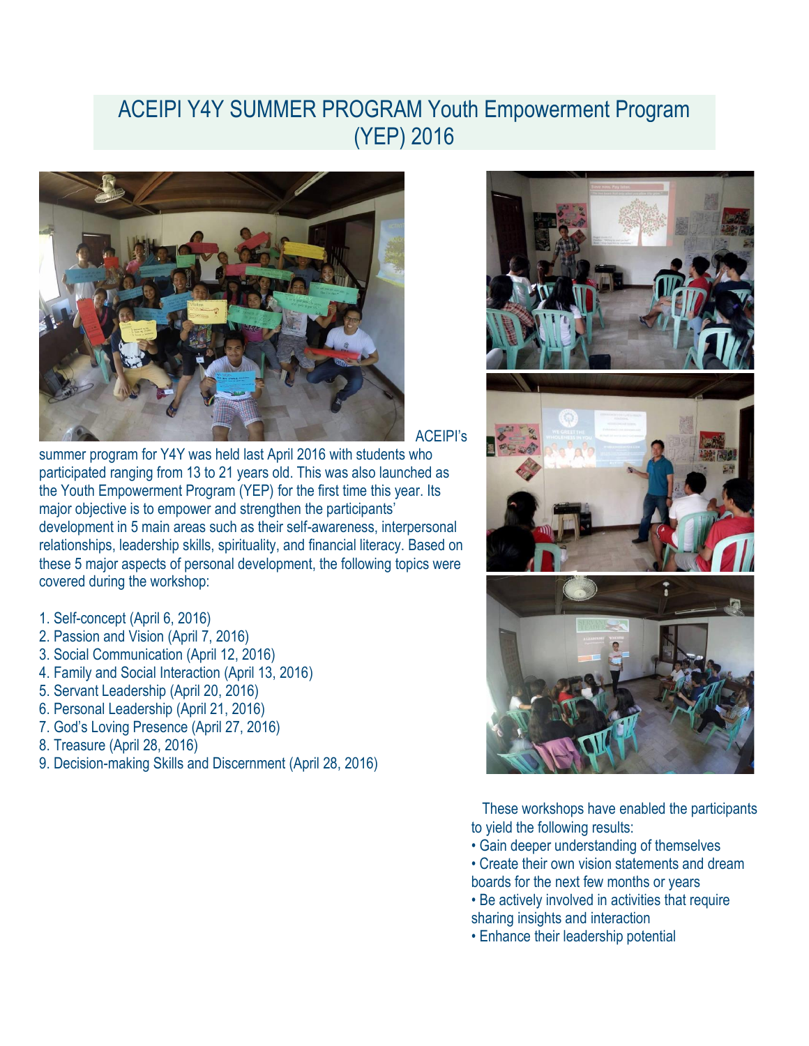# ACEIPI Y4Y SUMMER PROGRAM Youth Empowerment Program (YEP) 2016

ACEIPI's summer program for Y4Y was held last April 2016 with students who participated ranging from 13 to 21 years old. This was also launched as the Youth Empowerment Program (YEP) for the first time this year. Its major objective is to empower and strengthen the participants' development in 5 main areas such as their self-awareness, interpersonal relationships, leadership skills, spirituality, and financial literacy. Based on these 5 major aspects of personal development, the following topics were covered during the workshop:

1. Self-concept (April 6, 2016)
2. Passion and Vision (April 7, 2016)
3. Social Communication (April 12, 2016)
4. Family and Social Interaction (April 13, 2016)
5. Servant Leadership (April 20, 2016)
6. Personal Leadership (April 21, 2016)
7. God's Loving Presence (April 27, 2016)
8. Treasure (April 28, 2016)
9. Decision-making Skills and Discernment (April 28, 2016)

These workshops have enabled the participants to yield the following results:

- Gain deeper understanding of themselves
- Create their own vision statements and dream boards for the next few months or years
- Be actively involved in activities that require sharing insights and interaction
- Enhance their leadership potential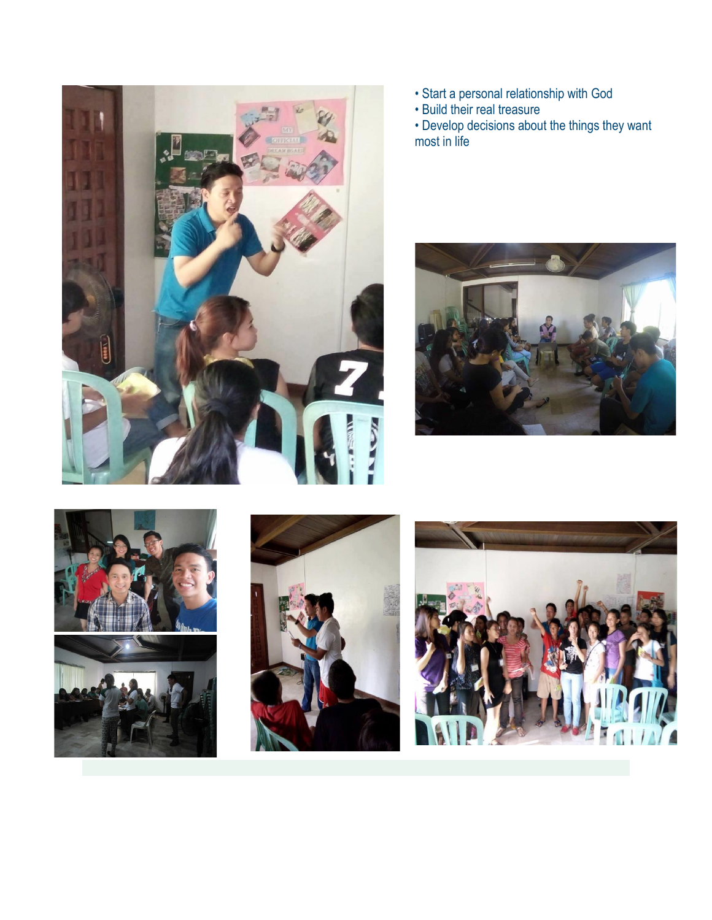- Start a personal relationship with God
- Build their real treasure
- Develop decisions about the things they want most in life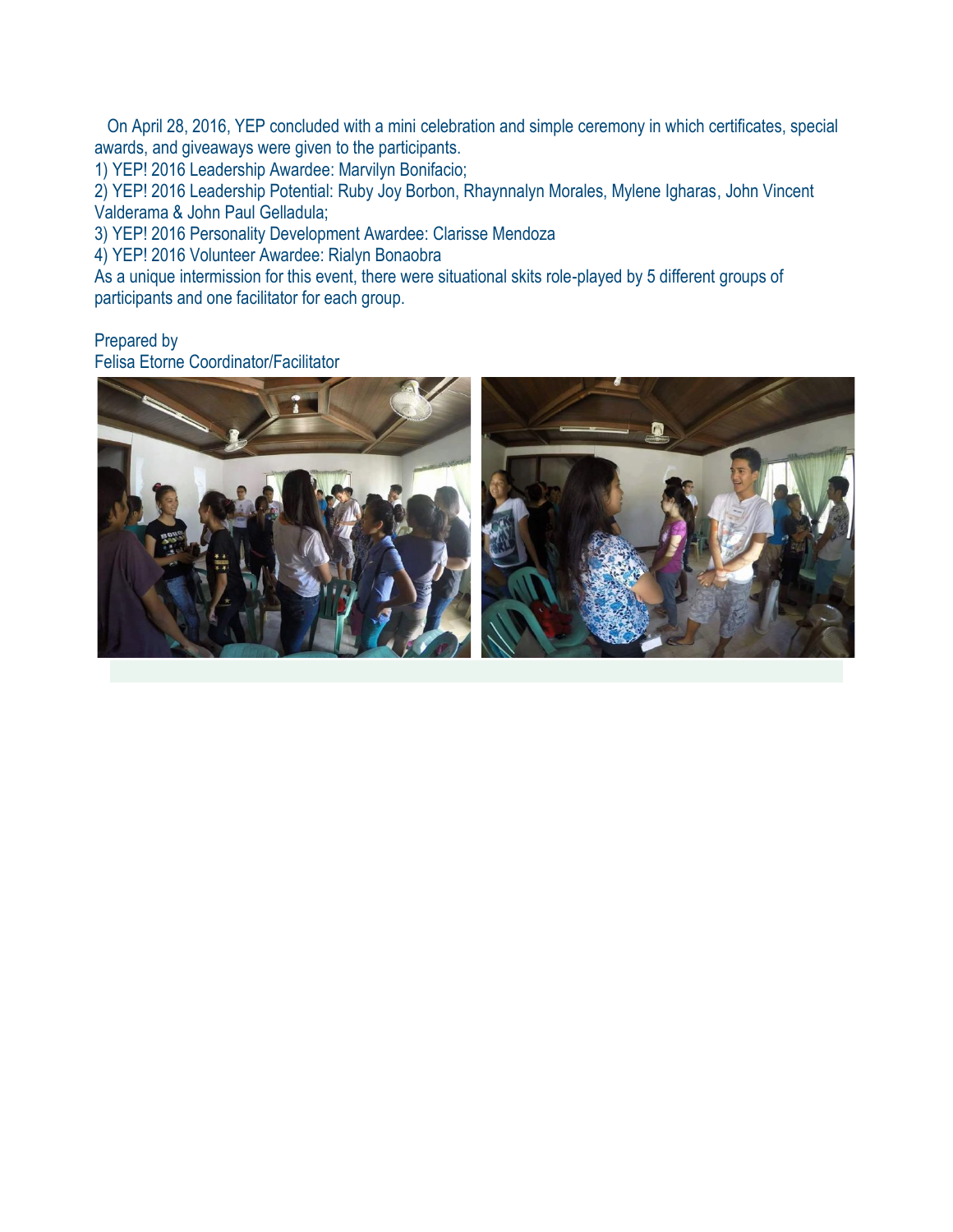On April 28, 2016, YEP concluded with a mini celebration and simple ceremony in which certificates, special awards, and giveaways were given to the participants.

1) YEP! 2016 Leadership Awardee: Marvilyn Bonifacio;
2) YEP! 2016 Leadership Potential: Ruby Joy Borbon, Rhaynnalyn Morales, Mylene Igharas, John Vincent Valderama & John Paul Gelladula;
3) YEP! 2016 Personality Development Awardee: Clarisse Mendoza
4) YEP! 2016 Volunteer Awardee: Rialyn Bonaobra

As a unique intermission for this event, there were situational skits role-played by 5 different groups of participants and one facilitator for each group.

Prepared by
Felisa Etorne Coordinator/Facilitator